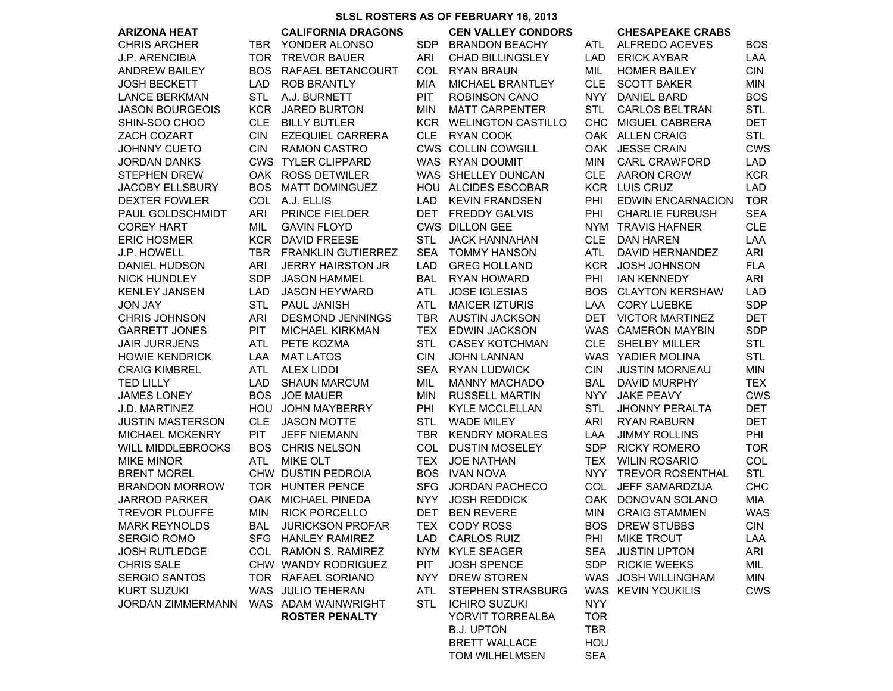# SLSL ROSTERS AS OF FEBRUARY 16, 2013

| ARIZONA HEAT | | CALIFORNIA DRAGONS | | CEN VALLEY CONDORS | | CHESAPEAKE CRABS | |
|---|---|---|---|---|---|---|---|
| CHRIS ARCHER | TBR | YONDER ALONSO | SDP | BRANDON BEACHY | ATL | ALFREDO ACEVES | BOS |
| J.P. ARENCIBIA | TOR | TREVOR BAUER | ARI | CHAD BILLINGSLEY | LAD | ERICK AYBAR | LAA |
| ANDREW BAILEY | BOS | RAFAEL BETANCOURT | COL | RYAN BRAUN | MIL | HOMER BAILEY | CIN |
| JOSH BECKETT | LAD | ROB BRANTLY | MIA | MICHAEL BRANTLEY | CLE | SCOTT BAKER | MIN |
| LANCE BERKMAN | STL | A.J. BURNETT | PIT | ROBINSON CANO | NYY | DANIEL BARD | BOS |
| JASON BOURGEOIS | KCR | JARED BURTON | MIN | MATT CARPENTER | STL | CARLOS BELTRAN | STL |
| SHIN-SOO CHOO | CLE | BILLY BUTLER | KCR | WELINGTON CASTILLO | CHC | MIGUEL CABRERA | DET |
| ZACH COZART | CIN | EZEQUIEL CARRERA | CLE | RYAN COOK | OAK | ALLEN CRAIG | STL |
| JOHNNY CUETO | CIN | RAMON CASTRO | CWS | COLLIN COWGILL | OAK | JESSE CRAIN | CWS |
| JORDAN DANKS | CWS | TYLER CLIPPARD | WAS | RYAN DOUMIT | MIN | CARL CRAWFORD | LAD |
| STEPHEN DREW | OAK | ROSS DETWILER | WAS | SHELLEY DUNCAN | CLE | AARON CROW | KCR |
| JACOBY ELLSBURY | BOS | MATT DOMINGUEZ | HOU | ALCIDES ESCOBAR | KCR | LUIS CRUZ | LAD |
| DEXTER FOWLER | COL | A.J. ELLIS | LAD | KEVIN FRANDSEN | PHI | EDWIN ENCARNACION | TOR |
| PAUL GOLDSCHMIDT | ARI | PRINCE FIELDER | DET | FREDDY GALVIS | PHI | CHARLIE FURBUSH | SEA |
| COREY HART | MIL | GAVIN FLOYD | CWS | DILLON GEE | NYM | TRAVIS HAFNER | CLE |
| ERIC HOSMER | KCR | DAVID FREESE | STL | JACK HANNAHAN | CLE | DAN HAREN | LAA |
| J.P. HOWELL | TBR | FRANKLIN GUTIERREZ | SEA | TOMMY HANSON | ATL | DAVID HERNANDEZ | ARI |
| DANIEL HUDSON | ARI | JERRY HAIRSTON JR | LAD | GREG HOLLAND | KCR | JOSH JOHNSON | FLA |
| NICK HUNDLEY | SDP | JASON HAMMEL | BAL | RYAN HOWARD | PHI | IAN KENNEDY | ARI |
| KENLEY JANSEN | LAD | JASON HEYWARD | ATL | JOSE IGLESIAS | BOS | CLAYTON KERSHAW | LAD |
| JON JAY | STL | PAUL JANISH | ATL | MAICER IZTURIS | LAA | CORY LUEBKE | SDP |
| CHRIS JOHNSON | ARI | DESMOND JENNINGS | TBR | AUSTIN JACKSON | DET | VICTOR MARTINEZ | DET |
| GARRETT JONES | PIT | MICHAEL KIRKMAN | TEX | EDWIN JACKSON | WAS | CAMERON MAYBIN | SDP |
| JAIR JURRJENS | ATL | PETE KOZMA | STL | CASEY KOTCHMAN | CLE | SHELBY MILLER | STL |
| HOWIE KENDRICK | LAA | MAT LATOS | CIN | JOHN LANNAN | WAS | YADIER MOLINA | STL |
| CRAIG KIMBREL | ATL | ALEX LIDDI | SEA | RYAN LUDWICK | CIN | JUSTIN MORNEAU | MIN |
| TED LILLY | LAD | SHAUN MARCUM | MIL | MANNY MACHADO | BAL | DAVID MURPHY | TEX |
| JAMES LONEY | BOS | JOE MAUER | MIN | RUSSELL MARTIN | NYY | JAKE PEAVY | CWS |
| J.D. MARTINEZ | HOU | JOHN MAYBERRY | PHI | KYLE MCCLELLAN | STL | JHONNY PERALTA | DET |
| JUSTIN MASTERSON | CLE | JASON MOTTE | STL | WADE MILEY | ARI | RYAN RABURN | DET |
| MICHAEL MCKENRY | PIT | JEFF NIEMANN | TBR | KENDRY MORALES | LAA | JIMMY ROLLINS | PHI |
| WILL MIDDLEBROOKS | BOS | CHRIS NELSON | COL | DUSTIN MOSELEY | SDP | RICKY ROMERO | TOR |
| MIKE MINOR | ATL | MIKE OLT | TEX | JOE NATHAN | TEX | WILIN ROSARIO | COL |
| BRENT MOREL | CHW | DUSTIN PEDROIA | BOS | IVAN NOVA | NYY | TREVOR ROSENTHAL | STL |
| BRANDON MORROW | TOR | HUNTER PENCE | SFG | JORDAN PACHECO | COL | JEFF SAMARDZIJA | CHC |
| JARROD PARKER | OAK | MICHAEL PINEDA | NYY | JOSH REDDICK | OAK | DONOVAN SOLANO | MIA |
| TREVOR PLOUFFE | MIN | RICK PORCELLO | DET | BEN REVERE | MIN | CRAIG STAMMEN | WAS |
| MARK REYNOLDS | BAL | JURICKSON PROFAR | TEX | CODY ROSS | BOS | DREW STUBBS | CIN |
| SERGIO ROMO | SFG | HANLEY RAMIREZ | LAD | CARLOS RUIZ | PHI | MIKE TROUT | LAA |
| JOSH RUTLEDGE | COL | RAMON S. RAMIREZ | NYM | KYLE SEAGER | SEA | JUSTIN UPTON | ARI |
| CHRIS SALE | CHW | WANDY RODRIGUEZ | PIT | JOSH SPENCE | SDP | RICKIE WEEKS | MIL |
| SERGIO SANTOS | TOR | RAFAEL SORIANO | NYY | DREW STOREN | WAS | JOSH WILLINGHAM | MIN |
| KURT SUZUKI | WAS | JULIO TEHERAN | ATL | STEPHEN STRASBURG | WAS | KEVIN YOUKILIS | CWS |
| JORDAN ZIMMERMANN | WAS | ADAM WAINWRIGHT | STL | ICHIRO SUZUKI | NYY | | |
| | | **ROSTER PENALTY** | | YORVIT TORREALBA | TOR | | |
| | | | | B.J. UPTON | TBR | | |
| | | | | BRETT WALLACE | HOU | | |
| | | | | TOM WILHELMSEN | SEA | | |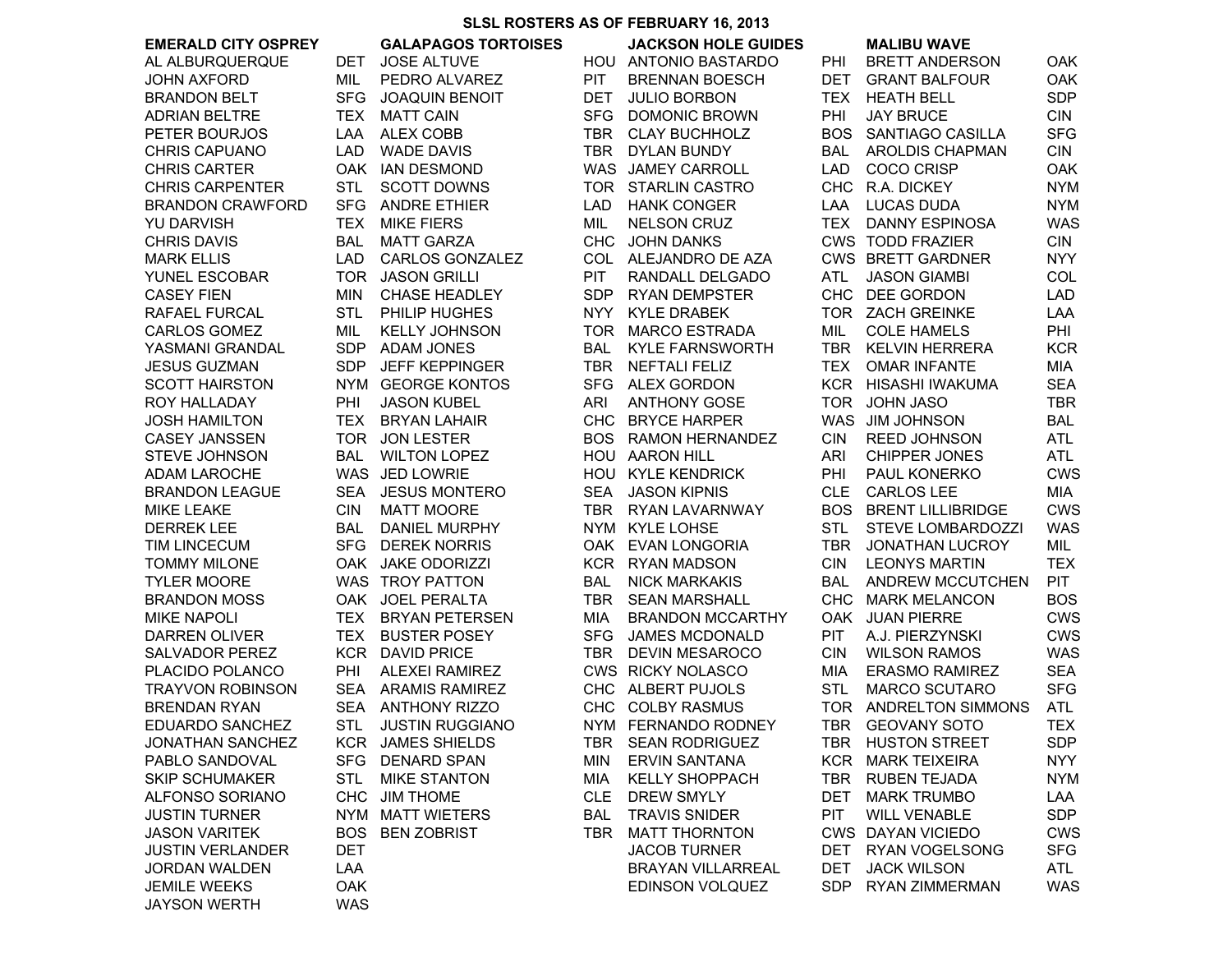# SLSL ROSTERS AS OF FEBRUARY 16, 2013

| EMERALD CITY OSPREY | | GALAPAGOS TORTOISES | | JACKSON HOLE GUIDES | | MALIBU WAVE | |
|---|---|---|---|---|---|---|---|
| AL ALBURQUERQUE | DET | JOSE ALTUVE | HOU | ANTONIO BASTARDO | PHI | BRETT ANDERSON | OAK |
| JOHN AXFORD | MIL | PEDRO ALVAREZ | PIT | BRENNAN BOESCH | DET | GRANT BALFOUR | OAK |
| BRANDON BELT | SFG | JOAQUIN BENOIT | DET | JULIO BORBON | TEX | HEATH BELL | SDP |
| ADRIAN BELTRE | TEX | MATT CAIN | SFG | DOMONIC BROWN | PHI | JAY BRUCE | CIN |
| PETER BOURJOS | LAA | ALEX COBB | TBR | CLAY BUCHHOLZ | BOS | SANTIAGO CASILLA | SFG |
| CHRIS CAPUANO | LAD | WADE DAVIS | TBR | DYLAN BUNDY | BAL | AROLDIS CHAPMAN | CIN |
| CHRIS CARTER | OAK | IAN DESMOND | WAS | JAMEY CARROLL | LAD | COCO CRISP | OAK |
| CHRIS CARPENTER | STL | SCOTT DOWNS | TOR | STARLIN CASTRO | CHC | R.A. DICKEY | NYM |
| BRANDON CRAWFORD | SFG | ANDRE ETHIER | LAD | HANK CONGER | LAA | LUCAS DUDA | NYM |
| YU DARVISH | TEX | MIKE FIERS | MIL | NELSON CRUZ | TEX | DANNY ESPINOSA | WAS |
| CHRIS DAVIS | BAL | MATT GARZA | CHC | JOHN DANKS | CWS | TODD FRAZIER | CIN |
| MARK ELLIS | LAD | CARLOS GONZALEZ | COL | ALEJANDRO DE AZA | CWS | BRETT GARDNER | NYY |
| YUNEL ESCOBAR | TOR | JASON GRILLI | PIT | RANDALL DELGADO | ATL | JASON GIAMBI | COL |
| CASEY FIEN | MIN | CHASE HEADLEY | SDP | RYAN DEMPSTER | CHC | DEE GORDON | LAD |
| RAFAEL FURCAL | STL | PHILIP HUGHES | NYY | KYLE DRABEK | TOR | ZACH GREINKE | LAA |
| CARLOS GOMEZ | MIL | KELLY JOHNSON | TOR | MARCO ESTRADA | MIL | COLE HAMELS | PHI |
| YASMANI GRANDAL | SDP | ADAM JONES | BAL | KYLE FARNSWORTH | TBR | KELVIN HERRERA | KCR |
| JESUS GUZMAN | SDP | JEFF KEPPINGER | TBR | NEFTALI FELIZ | TEX | OMAR INFANTE | MIA |
| SCOTT HAIRSTON | NYM | GEORGE KONTOS | SFG | ALEX GORDON | KCR | HISASHI IWAKUMA | SEA |
| ROY HALLADAY | PHI | JASON KUBEL | ARI | ANTHONY GOSE | TOR | JOHN JASO | TBR |
| JOSH HAMILTON | TEX | BRYAN LAHAIR | CHC | BRYCE HARPER | WAS | JIM JOHNSON | BAL |
| CASEY JANSSEN | TOR | JON LESTER | BOS | RAMON HERNANDEZ | CIN | REED JOHNSON | ATL |
| STEVE JOHNSON | BAL | WILTON LOPEZ | HOU | AARON HILL | ARI | CHIPPER JONES | ATL |
| ADAM LAROCHE | WAS | JED LOWRIE | HOU | KYLE KENDRICK | PHI | PAUL KONERKO | CWS |
| BRANDON LEAGUE | SEA | JESUS MONTERO | SEA | JASON KIPNIS | CLE | CARLOS LEE | MIA |
| MIKE LEAKE | CIN | MATT MOORE | TBR | RYAN LAVARNWAY | BOS | BRENT LILLIBRIDGE | CWS |
| DERREK LEE | BAL | DANIEL MURPHY | NYM | KYLE LOHSE | STL | STEVE LOMBARDOZZI | WAS |
| TIM LINCECUM | SFG | DEREK NORRIS | OAK | EVAN LONGORIA | TBR | JONATHAN LUCROY | MIL |
| TOMMY MILONE | OAK | JAKE ODORIZZI | KCR | RYAN MADSON | CIN | LEONYS MARTIN | TEX |
| TYLER MOORE | WAS | TROY PATTON | BAL | NICK MARKAKIS | BAL | ANDREW MCCUTCHEN | PIT |
| BRANDON MOSS | OAK | JOEL PERALTA | TBR | SEAN MARSHALL | CHC | MARK MELANCON | BOS |
| MIKE NAPOLI | TEX | BRYAN PETERSEN | MIA | BRANDON MCCARTHY | OAK | JUAN PIERRE | CWS |
| DARREN OLIVER | TEX | BUSTER POSEY | SFG | JAMES MCDONALD | PIT | A.J. PIERZYNSKI | CWS |
| SALVADOR PEREZ | KCR | DAVID PRICE | TBR | DEVIN MESAROCO | CIN | WILSON RAMOS | WAS |
| PLACIDO POLANCO | PHI | ALEXEI RAMIREZ | CWS | RICKY NOLASCO | MIA | ERASMO RAMIREZ | SEA |
| TRAYVON ROBINSON | SEA | ARAMIS RAMIREZ | CHC | ALBERT PUJOLS | STL | MARCO SCUTARO | SFG |
| BRENDAN RYAN | SEA | ANTHONY RIZZO | CHC | COLBY RASMUS | TOR | ANDRELTON SIMMONS | ATL |
| EDUARDO SANCHEZ | STL | JUSTIN RUGGIANO | NYM | FERNANDO RODNEY | TBR | GEOVANY SOTO | TEX |
| JONATHAN SANCHEZ | KCR | JAMES SHIELDS | TBR | SEAN RODRIGUEZ | TBR | HUSTON STREET | SDP |
| PABLO SANDOVAL | SFG | DENARD SPAN | MIN | ERVIN SANTANA | KCR | MARK TEIXEIRA | NYY |
| SKIP SCHUMAKER | STL | MIKE STANTON | MIA | KELLY SHOPPACH | TBR | RUBEN TEJADA | NYM |
| ALFONSO SORIANO | CHC | JIM THOME | CLE | DREW SMYLY | DET | MARK TRUMBO | LAA |
| JUSTIN TURNER | NYM | MATT WIETERS | BAL | TRAVIS SNIDER | PIT | WILL VENABLE | SDP |
| JASON VARITEK | BOS | BEN ZOBRIST | TBR | MATT THORNTON | CWS | DAYAN VICIEDO | CWS |
| JUSTIN VERLANDER | DET | | | JACOB TURNER | DET | RYAN VOGELSONG | SFG |
| JORDAN WALDEN | LAA | | | BRAYAN VILLARREAL | DET | JACK WILSON | ATL |
| JEMILE WEEKS | OAK | | | EDINSON VOLQUEZ | SDP | RYAN ZIMMERMAN | WAS |
| JAYSON WERTH | WAS | | | | | | |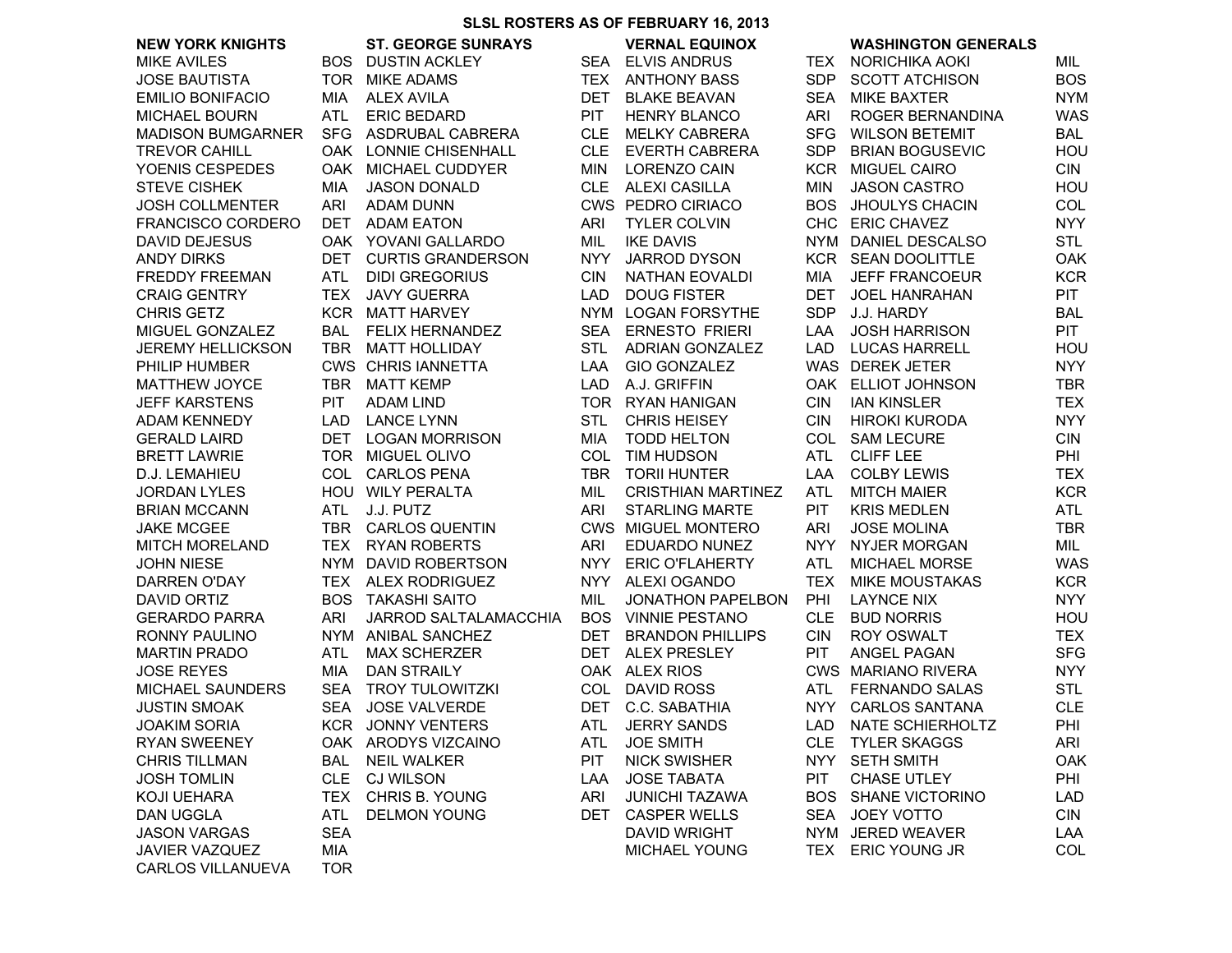# SLSL ROSTERS AS OF FEBRUARY 16, 2013

| NEW YORK KNIGHTS | | ST. GEORGE SUNRAYS | | VERNAL EQUINOX | | WASHINGTON GENERALS | |
|---|---|---|---|---|---|---|---|
| MIKE AVILES | BOS | DUSTIN ACKLEY | SEA | ELVIS ANDRUS | TEX | NORICHIKA AOKI | MIL |
| JOSE BAUTISTA | TOR | MIKE ADAMS | TEX | ANTHONY BASS | SDP | SCOTT ATCHISON | BOS |
| EMILIO BONIFACIO | MIA | ALEX AVILA | DET | BLAKE BEAVAN | SEA | MIKE BAXTER | NYM |
| MICHAEL BOURN | ATL | ERIC BEDARD | PIT | HENRY BLANCO | ARI | ROGER BERNANDINA | WAS |
| MADISON BUMGARNER | SFG | ASDRUBAL CABRERA | CLE | MELKY CABRERA | SFG | WILSON BETEMIT | BAL |
| TREVOR CAHILL | OAK | LONNIE CHISENHALL | CLE | EVERTH CABRERA | SDP | BRIAN BOGUSEVIC | HOU |
| YOENIS CESPEDES | OAK | MICHAEL CUDDYER | MIN | LORENZO CAIN | KCR | MIGUEL CAIRO | CIN |
| STEVE CISHEK | MIA | JASON DONALD | CLE | ALEXI CASILLA | MIN | JASON CASTRO | HOU |
| JOSH COLLMENTER | ARI | ADAM DUNN | CWS | PEDRO CIRIACO | BOS | JHOULYS CHACIN | COL |
| FRANCISCO CORDERO | DET | ADAM EATON | ARI | TYLER COLVIN | CHC | ERIC CHAVEZ | NYY |
| DAVID DEJESUS | OAK | YOVANI GALLARDO | MIL | IKE DAVIS | NYM | DANIEL DESCALSO | STL |
| ANDY DIRKS | DET | CURTIS GRANDERSON | NYY | JARROD DYSON | KCR | SEAN DOOLITTLE | OAK |
| FREDDY FREEMAN | ATL | DIDI GREGORIUS | CIN | NATHAN EOVALDI | MIA | JEFF FRANCOEUR | KCR |
| CRAIG GENTRY | TEX | JAVY GUERRA | LAD | DOUG FISTER | DET | JOEL HANRAHAN | PIT |
| CHRIS GETZ | KCR | MATT HARVEY | NYM | LOGAN FORSYTHE | SDP | J.J. HARDY | BAL |
| MIGUEL GONZALEZ | BAL | FELIX HERNANDEZ | SEA | ERNESTO FRIERI | LAA | JOSH HARRISON | PIT |
| JEREMY HELLICKSON | TBR | MATT HOLLIDAY | STL | ADRIAN GONZALEZ | LAD | LUCAS HARRELL | HOU |
| PHILIP HUMBER | CWS | CHRIS IANNETTA | LAA | GIO GONZALEZ | WAS | DEREK JETER | NYY |
| MATTHEW JOYCE | TBR | MATT KEMP | LAD | A.J. GRIFFIN | OAK | ELLIOT JOHNSON | TBR |
| JEFF KARSTENS | PIT | ADAM LIND | TOR | RYAN HANIGAN | CIN | IAN KINSLER | TEX |
| ADAM KENNEDY | LAD | LANCE LYNN | STL | CHRIS HEISEY | CIN | HIROKI KURODA | NYY |
| GERALD LAIRD | DET | LOGAN MORRISON | MIA | TODD HELTON | COL | SAM LECURE | CIN |
| BRETT LAWRIE | TOR | MIGUEL OLIVO | COL | TIM HUDSON | ATL | CLIFF LEE | PHI |
| D.J. LEMAHIEU | COL | CARLOS PENA | TBR | TORII HUNTER | LAA | COLBY LEWIS | TEX |
| JORDAN LYLES | HOU | WILY PERALTA | MIL | CRISTHIAN MARTINEZ | ATL | MITCH MAIER | KCR |
| BRIAN MCCANN | ATL | J.J. PUTZ | ARI | STARLING MARTE | PIT | KRIS MEDLEN | ATL |
| JAKE MCGEE | TBR | CARLOS QUENTIN | CWS | MIGUEL MONTERO | ARI | JOSE MOLINA | TBR |
| MITCH MORELAND | TEX | RYAN ROBERTS | ARI | EDUARDO NUNEZ | NYY | NYJER MORGAN | MIL |
| JOHN NIESE | NYM | DAVID ROBERTSON | NYY | ERIC O'FLAHERTY | ATL | MICHAEL MORSE | WAS |
| DARREN O'DAY | TEX | ALEX RODRIGUEZ | NYY | ALEXI OGANDO | TEX | MIKE MOUSTAKAS | KCR |
| DAVID ORTIZ | BOS | TAKASHI SAITO | MIL | JONATHON PAPELBON | PHI | LAYNCE NIX | NYY |
| GERARDO PARRA | ARI | JARROD SALTALAMACCHIA | BOS | VINNIE PESTANO | CLE | BUD NORRIS | HOU |
| RONNY PAULINO | NYM | ANIBAL SANCHEZ | DET | BRANDON PHILLIPS | CIN | ROY OSWALT | TEX |
| MARTIN PRADO | ATL | MAX SCHERZER | DET | ALEX PRESLEY | PIT | ANGEL PAGAN | SFG |
| JOSE REYES | MIA | DAN STRAILY | OAK | ALEX RIOS | CWS | MARIANO RIVERA | NYY |
| MICHAEL SAUNDERS | SEA | TROY TULOWITZKI | COL | DAVID ROSS | ATL | FERNANDO SALAS | STL |
| JUSTIN SMOAK | SEA | JOSE VALVERDE | DET | C.C. SABATHIA | NYY | CARLOS SANTANA | CLE |
| JOAKIM SORIA | KCR | JONNY VENTERS | ATL | JERRY SANDS | LAD | NATE SCHIERHOLTZ | PHI |
| RYAN SWEENEY | OAK | ARODYS VIZCAINO | ATL | JOE SMITH | CLE | TYLER SKAGGS | ARI |
| CHRIS TILLMAN | BAL | NEIL WALKER | PIT | NICK SWISHER | NYY | SETH SMITH | OAK |
| JOSH TOMLIN | CLE | CJ WILSON | LAA | JOSE TABATA | PIT | CHASE UTLEY | PHI |
| KOJI UEHARA | TEX | CHRIS B. YOUNG | ARI | JUNICHI TAZAWA | BOS | SHANE VICTORINO | LAD |
| DAN UGGLA | ATL | DELMON YOUNG | DET | CASPER WELLS | SEA | JOEY VOTTO | CIN |
| JASON VARGAS | SEA | | | DAVID WRIGHT | NYM | JERED WEAVER | LAA |
| JAVIER VAZQUEZ | MIA | | | MICHAEL YOUNG | TEX | ERIC YOUNG JR | COL |
| CARLOS VILLANUEVA | TOR | | | | | | |